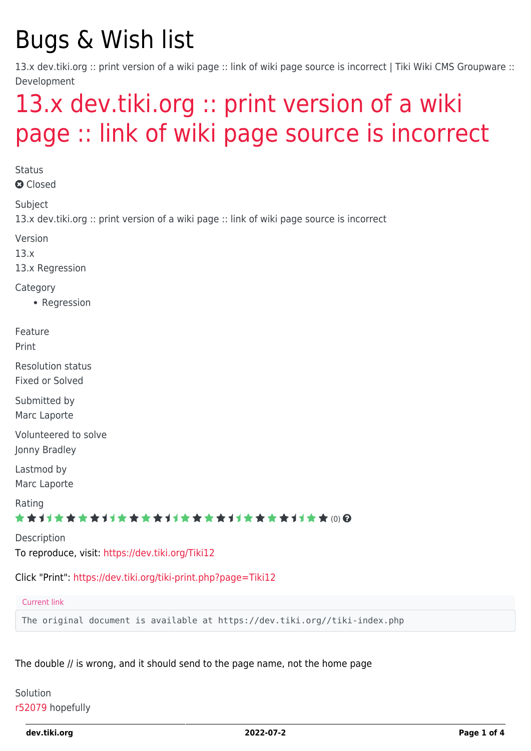# Bugs & Wish list

13.x dev.tiki.org :: print version of a wiki page :: link of wiki page source is incorrect | Tiki Wiki CMS Groupware :: Development

## 13.x dev.tiki.org :: print version of a wiki page :: link of wiki page source is incorrect

Status
Closed

Subject
13.x dev.tiki.org :: print version of a wiki page :: link of wiki page source is incorrect

Version
13.x
13.x Regression

Category

- Regression

Feature
Print

Resolution status
Fixed or Solved

Submitted by
Marc Laporte

Volunteered to solve
Jonny Bradley

Lastmod by
Marc Laporte

Rating
(0)

Description
To reproduce, visit: https://dev.tiki.org/Tiki12

Click "Print": https://dev.tiki.org/tiki-print.php?page=Tiki12

Current link
```
The original document is available at https://dev.tiki.org//tiki-index.php
```

The double // is wrong, and it should send to the page name, not the home page

Solution
r52079 hopefully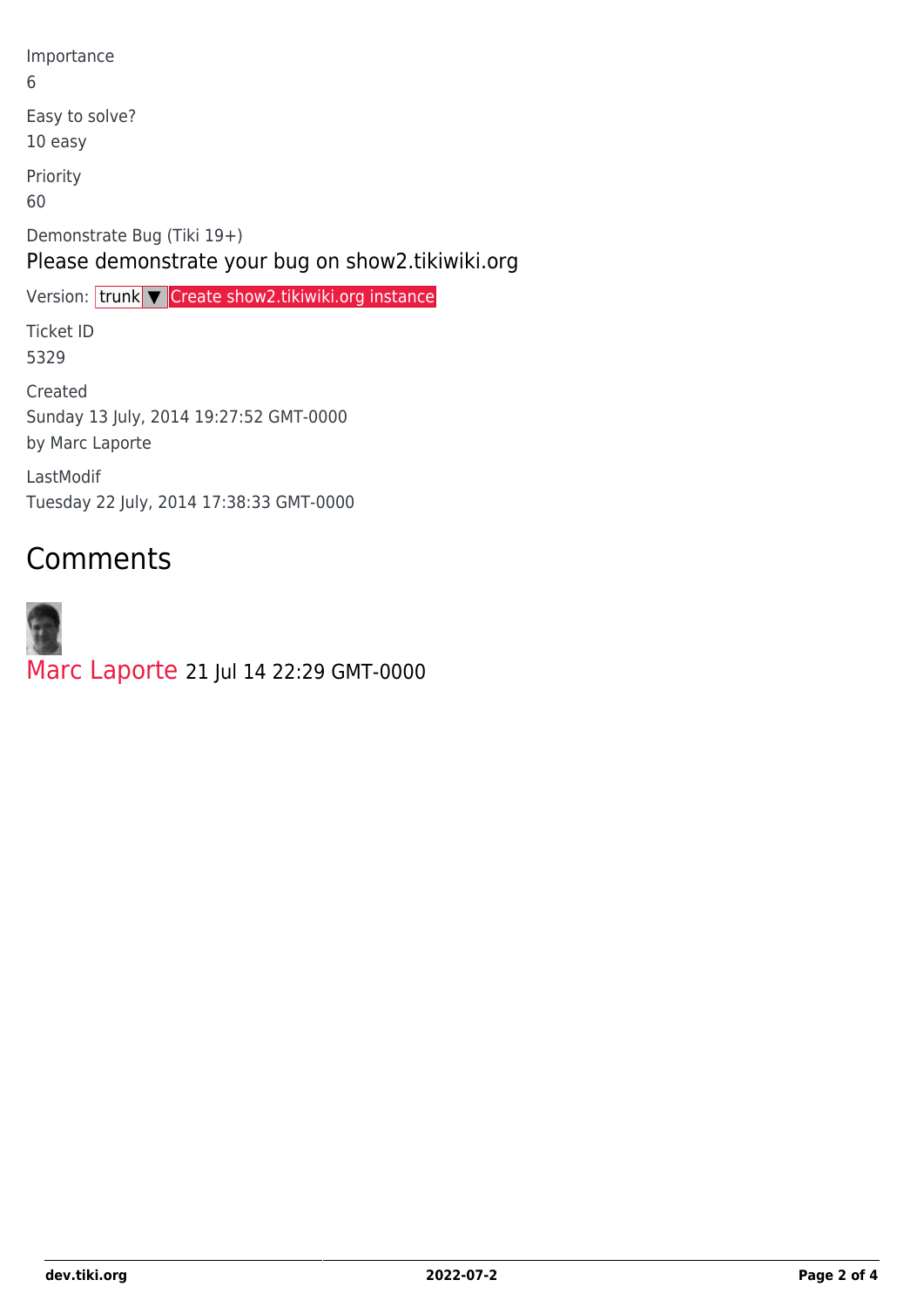Importance

6

Easy to solve?

10 easy

Priority

60

Demonstrate Bug (Tiki 19+)

Please demonstrate your bug on show2.tikiwiki.org

Version: trunk ▼ Create show2.tikiwiki.org instance

Ticket ID

5329

Created

Sunday 13 July, 2014 19:27:52 GMT-0000

by Marc Laporte

LastModif

Tuesday 22 July, 2014 17:38:33 GMT-0000

## Comments

Marc Laporte 21 Jul 14 22:29 GMT-0000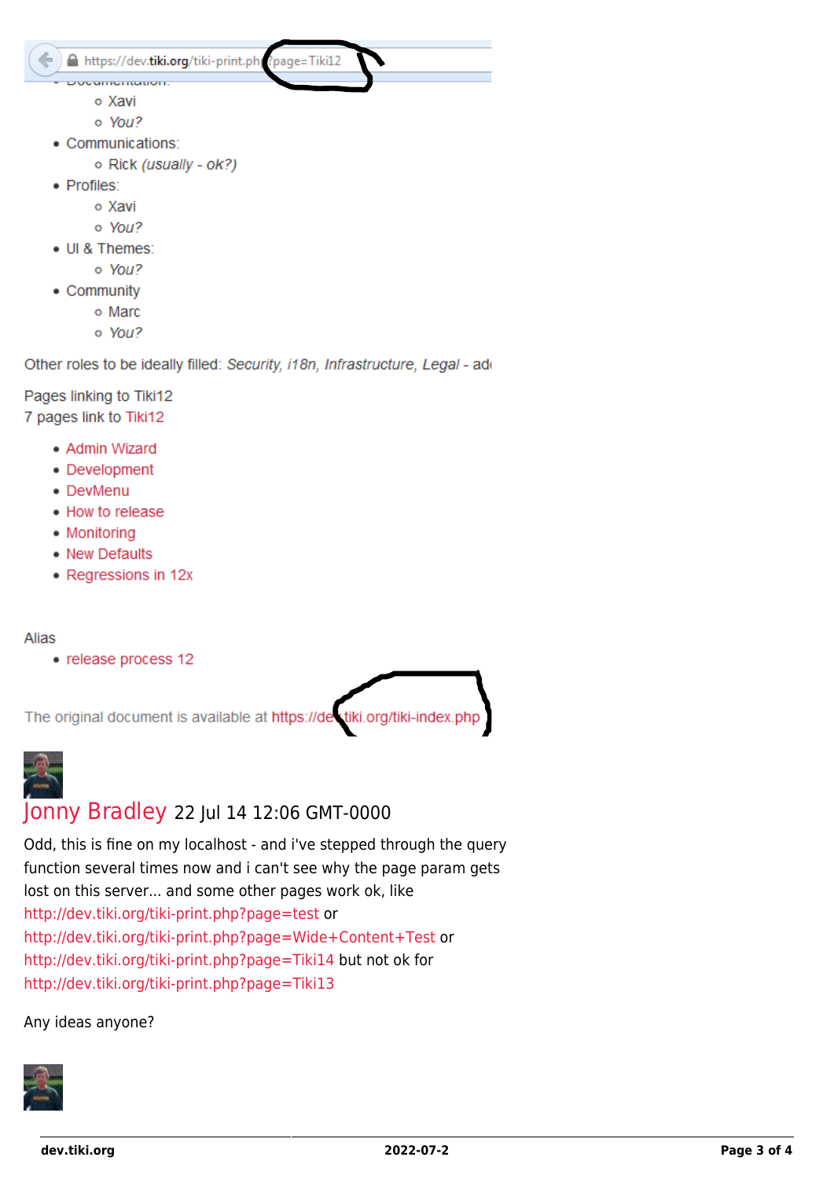- Xavi
- *You?*

- Communications:
  - Rick *(usually - ok?)*
- Profiles:
  - Xavi
  - *You?*
- UI & Themes:
  - *You?*
- Community
  - Marc
  - *You?*

Other roles to be ideally filled: *Security, i18n, Infrastructure, Legal* - ad

Pages linking to Tiki12
7 pages link to Tiki12

- Admin Wizard
- Development
- DevMenu
- How to release
- Monitoring
- New Defaults
- Regressions in 12x

Alias

- release process 12

The original document is available at https://dev.tiki.org/tiki-index.php

## Jonny Bradley 22 Jul 14 12:06 GMT-0000

Odd, this is fine on my localhost - and i've stepped through the query function several times now and i can't see why the page param gets lost on this server... and some other pages work ok, like http://dev.tiki.org/tiki-print.php?page=test or http://dev.tiki.org/tiki-print.php?page=Wide+Content+Test or http://dev.tiki.org/tiki-print.php?page=Tiki14 but not ok for http://dev.tiki.org/tiki-print.php?page=Tiki13

Any ideas anyone?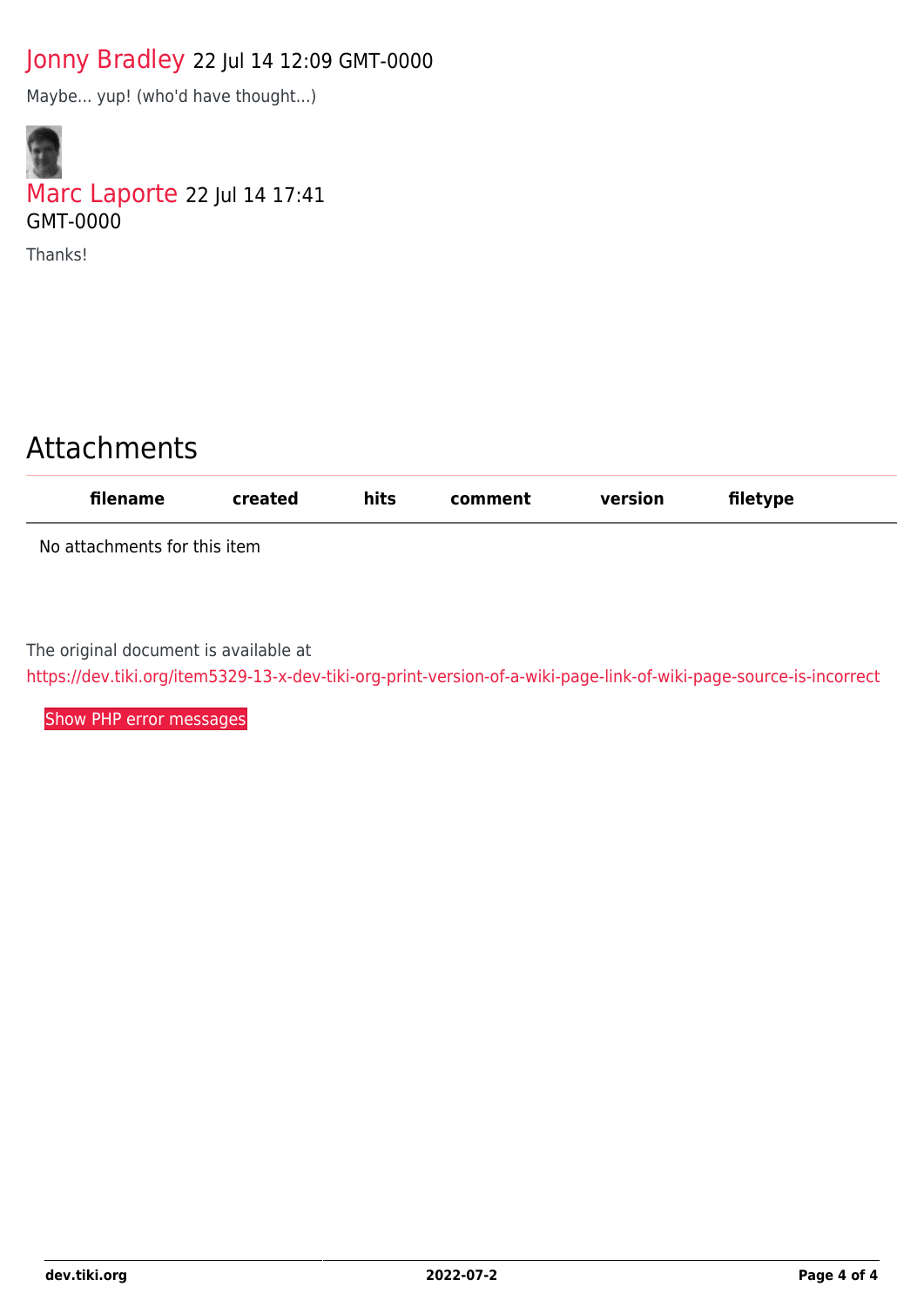Jonny Bradley 22 Jul 14 12:09 GMT-0000

Maybe... yup! (who'd have thought...)

Marc Laporte 22 Jul 14 17:41 GMT-0000

Thanks!

## Attachments

| filename | created | hits | comment | version | filetype |
|---|---|---|---|---|---|
| No attachments for this item | | | | | |

The original document is available at https://dev.tiki.org/item5329-13-x-dev-tiki-org-print-version-of-a-wiki-page-link-of-wiki-page-source-is-incorrect

Show PHP error messages